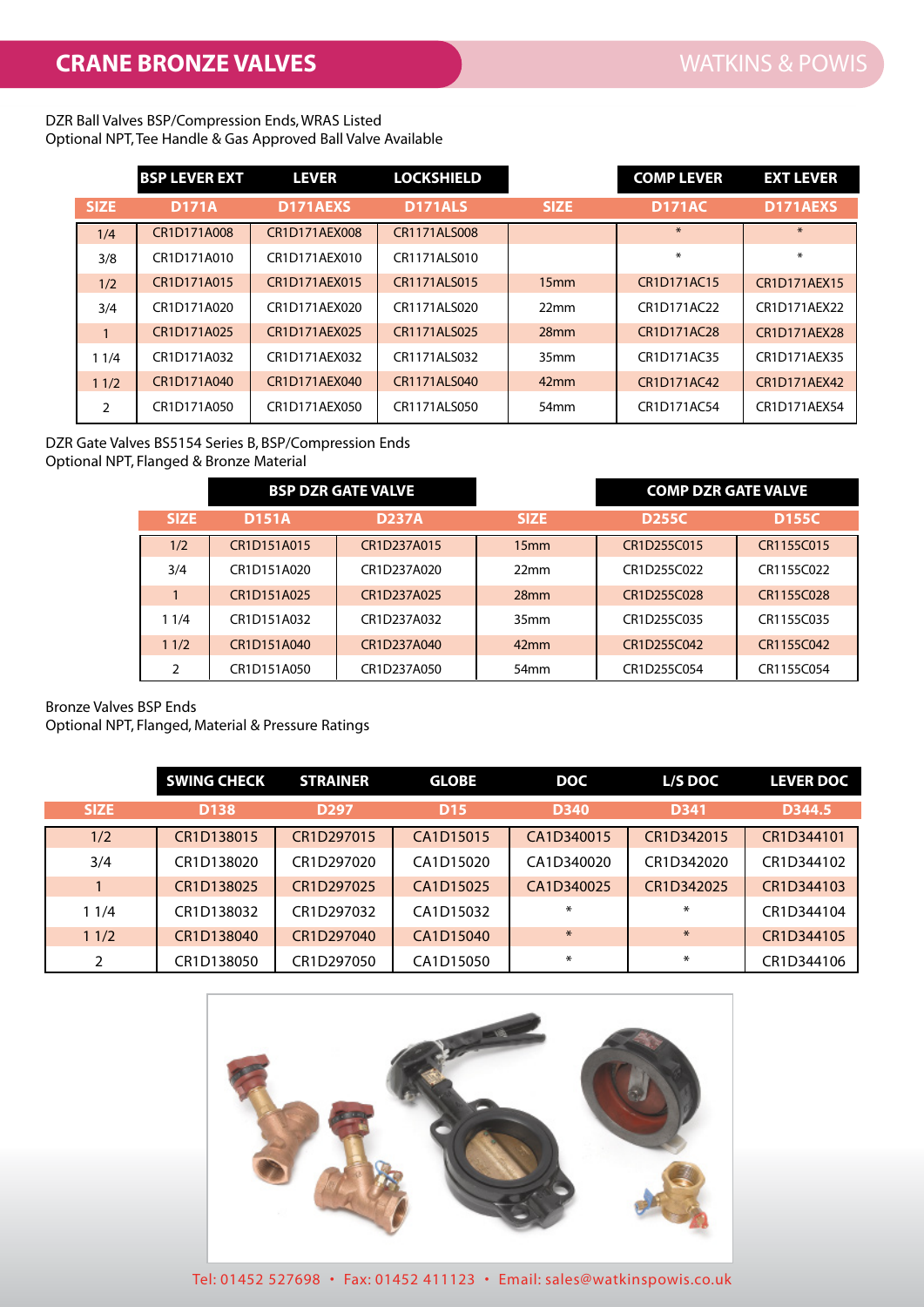# CRANE BRONZE VALVES

WATKINS & POWIS

DZR Ball Valves BSP/Compression Ends, WRAS Listed
Optional NPT, Tee Handle & Gas Approved Ball Valve Available

| | BSP LEVER EXT | LEVER | LOCKSHIELD | | COMP LEVER | EXT LEVER |
|---|---|---|---|---|---|---|
| SIZE | D171A | D171AEXS | D171ALS | SIZE | D171AC | D171AEXS |
| 1/4 | CR1D171A008 | CR1D171AEX008 | CR1171ALS008 | | * | * |
| 3/8 | CR1D171A010 | CR1D171AEX010 | CR1171ALS010 | | * | * |
| 1/2 | CR1D171A015 | CR1D171AEX015 | CR1171ALS015 | 15mm | CR1D171AC15 | CR1D171AEX15 |
| 3/4 | CR1D171A020 | CR1D171AEX020 | CR1171ALS020 | 22mm | CR1D171AC22 | CR1D171AEX22 |
| 1 | CR1D171A025 | CR1D171AEX025 | CR1171ALS025 | 28mm | CR1D171AC28 | CR1D171AEX28 |
| 1 1/4 | CR1D171A032 | CR1D171AEX032 | CR1171ALS032 | 35mm | CR1D171AC35 | CR1D171AEX35 |
| 1 1/2 | CR1D171A040 | CR1D171AEX040 | CR1171ALS040 | 42mm | CR1D171AC42 | CR1D171AEX42 |
| 2 | CR1D171A050 | CR1D171AEX050 | CR1171ALS050 | 54mm | CR1D171AC54 | CR1D171AEX54 |

DZR Gate Valves BS5154 Series B, BSP/Compression Ends
Optional NPT, Flanged & Bronze Material

| | BSP DZR GATE VALVE | | | COMP DZR GATE VALVE | |
|---|---|---|---|---|---|
| SIZE | D151A | D237A | SIZE | D255C | D155C |
| 1/2 | CR1D151A015 | CR1D237A015 | 15mm | CR1D255C015 | CR1155C015 |
| 3/4 | CR1D151A020 | CR1D237A020 | 22mm | CR1D255C022 | CR1155C022 |
| 1 | CR1D151A025 | CR1D237A025 | 28mm | CR1D255C028 | CR1155C028 |
| 1 1/4 | CR1D151A032 | CR1D237A032 | 35mm | CR1D255C035 | CR1155C035 |
| 1 1/2 | CR1D151A040 | CR1D237A040 | 42mm | CR1D255C042 | CR1155C042 |
| 2 | CR1D151A050 | CR1D237A050 | 54mm | CR1D255C054 | CR1155C054 |

Bronze Valves BSP Ends
Optional NPT, Flanged, Material & Pressure Ratings

| | SWING CHECK | STRAINER | GLOBE | DOC | L/S DOC | LEVER DOC |
|---|---|---|---|---|---|---|
| SIZE | D138 | D297 | D15 | D340 | D341 | D344.5 |
| 1/2 | CR1D138015 | CR1D297015 | CA1D15015 | CA1D340015 | CR1D342015 | CR1D344101 |
| 3/4 | CR1D138020 | CR1D297020 | CA1D15020 | CA1D340020 | CR1D342020 | CR1D344102 |
| 1 | CR1D138025 | CR1D297025 | CA1D15025 | CA1D340025 | CR1D342025 | CR1D344103 |
| 1 1/4 | CR1D138032 | CR1D297032 | CA1D15032 | * | * | CR1D344104 |
| 1 1/2 | CR1D138040 | CR1D297040 | CA1D15040 | * | * | CR1D344105 |
| 2 | CR1D138050 | CR1D297050 | CA1D15050 | * | * | CR1D344106 |

Tel: 01452 527698 • Fax: 01452 411123 • Email: sales@watkinspowis.co.uk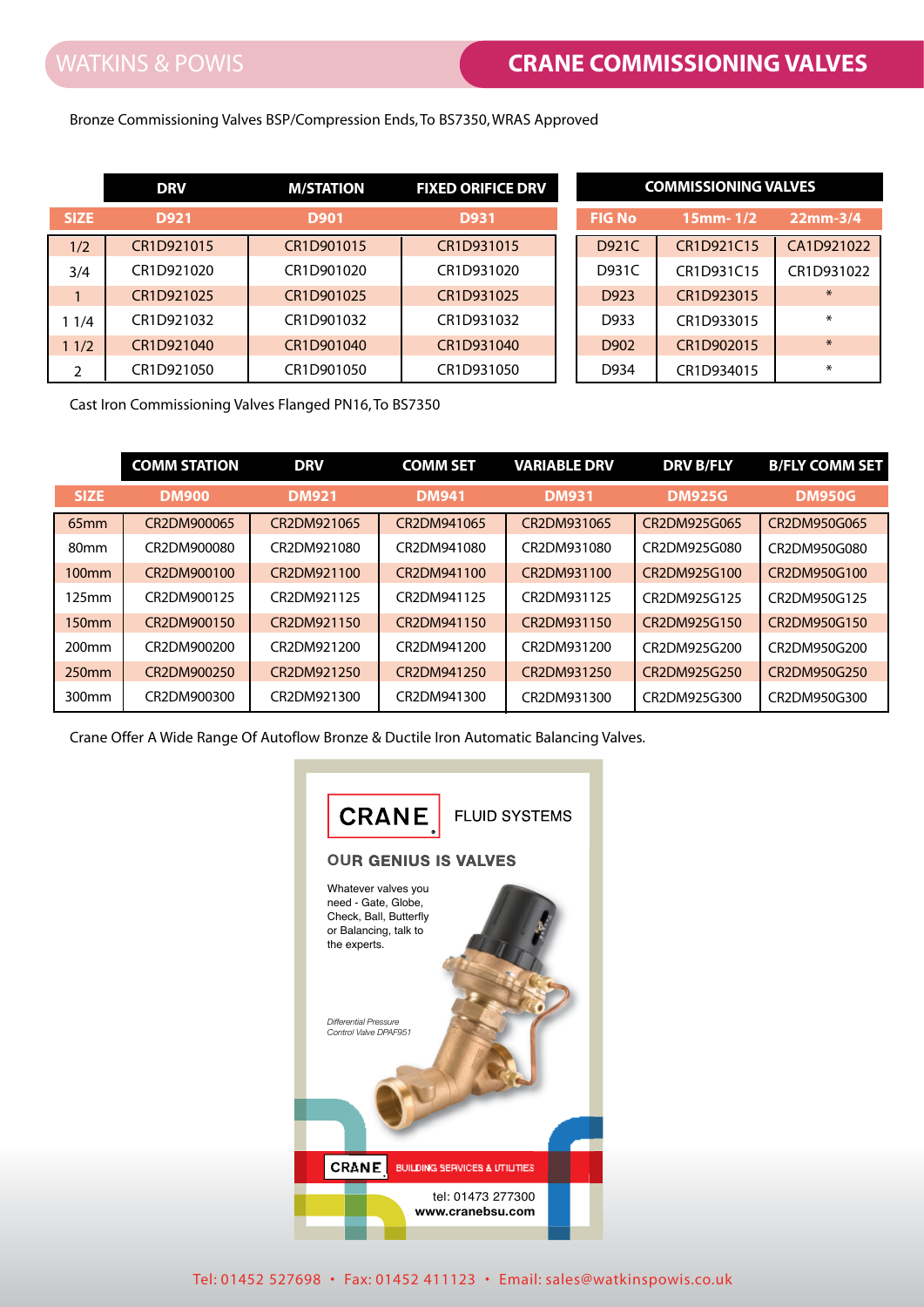# CRANE COMMISSIONING VALVES

Bronze Commissioning Valves BSP/Compression Ends, To BS7350, WRAS Approved

| | DRV | M/STATION | FIXED ORIFICE DRV |
|---|---|---|---|
| **SIZE** | **D921** | **D901** | **D931** |
| 1/2 | CR1D921015 | CR1D901015 | CR1D931015 |
| 3/4 | CR1D921020 | CR1D901020 | CR1D931020 |
| 1 | CR1D921025 | CR1D901025 | CR1D931025 |
| 1 1/4 | CR1D921032 | CR1D901032 | CR1D931032 |
| 1 1/2 | CR1D921040 | CR1D901040 | CR1D931040 |
| 2 | CR1D921050 | CR1D901050 | CR1D931050 |

| COMMISSIONING VALVES | | |
|---|---|---|
| **FIG No** | **15mm- 1/2** | **22mm-3/4** |
| D921C | CR1D921C15 | CA1D921022 |
| D931C | CR1D931C15 | CR1D931022 |
| D923 | CR1D923015 | * |
| D933 | CR1D933015 | * |
| D902 | CR1D902015 | * |
| D934 | CR1D934015 | * |

Cast Iron Commissioning Valves Flanged PN16, To BS7350

| | COMM STATION | DRV | COMM SET | VARIABLE DRV | DRV B/FLY | B/FLY COMM SET |
|---|---|---|---|---|---|---|
| **SIZE** | **DM900** | **DM921** | **DM941** | **DM931** | **DM925G** | **DM950G** |
| 65mm | CR2DM900065 | CR2DM921065 | CR2DM941065 | CR2DM931065 | CR2DM925G065 | CR2DM950G065 |
| 80mm | CR2DM900080 | CR2DM921080 | CR2DM941080 | CR2DM931080 | CR2DM925G080 | CR2DM950G080 |
| 100mm | CR2DM900100 | CR2DM921100 | CR2DM941100 | CR2DM931100 | CR2DM925G100 | CR2DM950G100 |
| 125mm | CR2DM900125 | CR2DM921125 | CR2DM941125 | CR2DM931125 | CR2DM925G125 | CR2DM950G125 |
| 150mm | CR2DM900150 | CR2DM921150 | CR2DM941150 | CR2DM931150 | CR2DM925G150 | CR2DM950G150 |
| 200mm | CR2DM900200 | CR2DM921200 | CR2DM941200 | CR2DM931200 | CR2DM925G200 | CR2DM950G200 |
| 250mm | CR2DM900250 | CR2DM921250 | CR2DM941250 | CR2DM931250 | CR2DM925G250 | CR2DM950G250 |
| 300mm | CR2DM900300 | CR2DM921300 | CR2DM941300 | CR2DM931300 | CR2DM925G300 | CR2DM950G300 |

Crane Offer A Wide Range Of Autoflow Bronze & Ductile Iron Automatic Balancing Valves.

CRANE FLUID SYSTEMS

OUR GENIUS IS VALVES

Whatever valves you need - Gate, Globe, Check, Ball, Butterfly or Balancing, talk to the experts.

*Differential Pressure Control Valve DPAF951*

CRANE BUILDING SERVICES & UTILITIES

tel: 01473 277300
www.cranebsu.com

Tel: 01452 527698 • Fax: 01452 411123 • Email: sales@watkinspowis.co.uk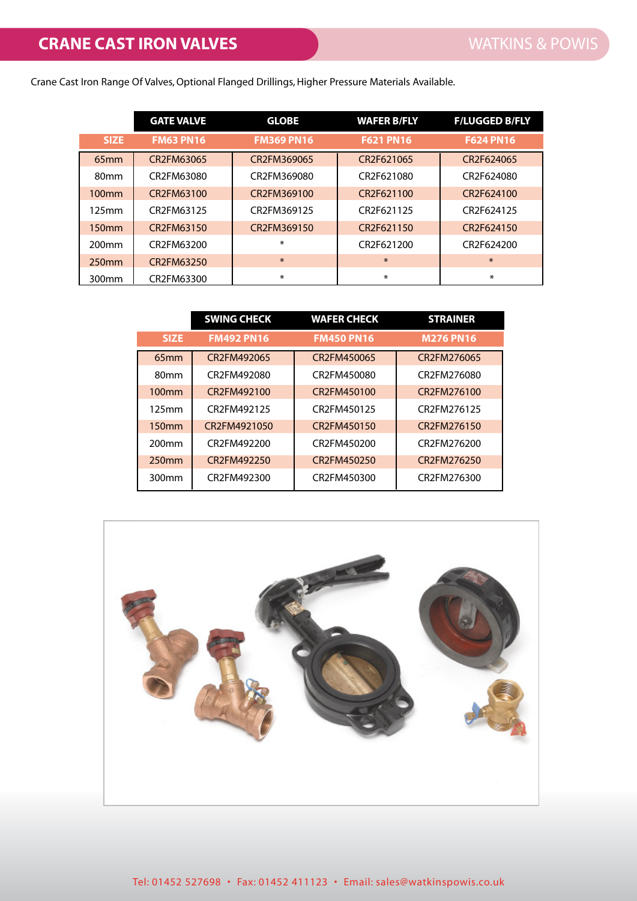# CRANE CAST IRON VALVES

WATKINS & POWIS

Crane Cast Iron Range Of Valves, Optional Flanged Drillings, Higher Pressure Materials Available.

| | GATE VALVE | GLOBE | WAFER B/FLY | F/LUGGED B/FLY |
|---|---|---|---|---|
| SIZE | FM63 PN16 | FM369 PN16 | F621 PN16 | F624 PN16 |
| 65mm | CR2FM63065 | CR2FM369065 | CR2F621065 | CR2F624065 |
| 80mm | CR2FM63080 | CR2FM369080 | CR2F621080 | CR2F624080 |
| 100mm | CR2FM63100 | CR2FM369100 | CR2F621100 | CR2F624100 |
| 125mm | CR2FM63125 | CR2FM369125 | CR2F621125 | CR2F624125 |
| 150mm | CR2FM63150 | CR2FM369150 | CR2F621150 | CR2F624150 |
| 200mm | CR2FM63200 | * | CR2F621200 | CR2F624200 |
| 250mm | CR2FM63250 | * | * | * |
| 300mm | CR2FM63300 | * | * | * |

| | SWING CHECK | WAFER CHECK | STRAINER |
|---|---|---|---|
| SIZE | FM492 PN16 | FM450 PN16 | M276 PN16 |
| 65mm | CR2FM492065 | CR2FM450065 | CR2FM276065 |
| 80mm | CR2FM492080 | CR2FM450080 | CR2FM276080 |
| 100mm | CR2FM492100 | CR2FM450100 | CR2FM276100 |
| 125mm | CR2FM492125 | CR2FM450125 | CR2FM276125 |
| 150mm | CR2FM4921050 | CR2FM450150 | CR2FM276150 |
| 200mm | CR2FM492200 | CR2FM450200 | CR2FM276200 |
| 250mm | CR2FM492250 | CR2FM450250 | CR2FM276250 |
| 300mm | CR2FM492300 | CR2FM450300 | CR2FM276300 |

Tel: 01452 527698 • Fax: 01452 411123 • Email: sales@watkinspowis.co.uk